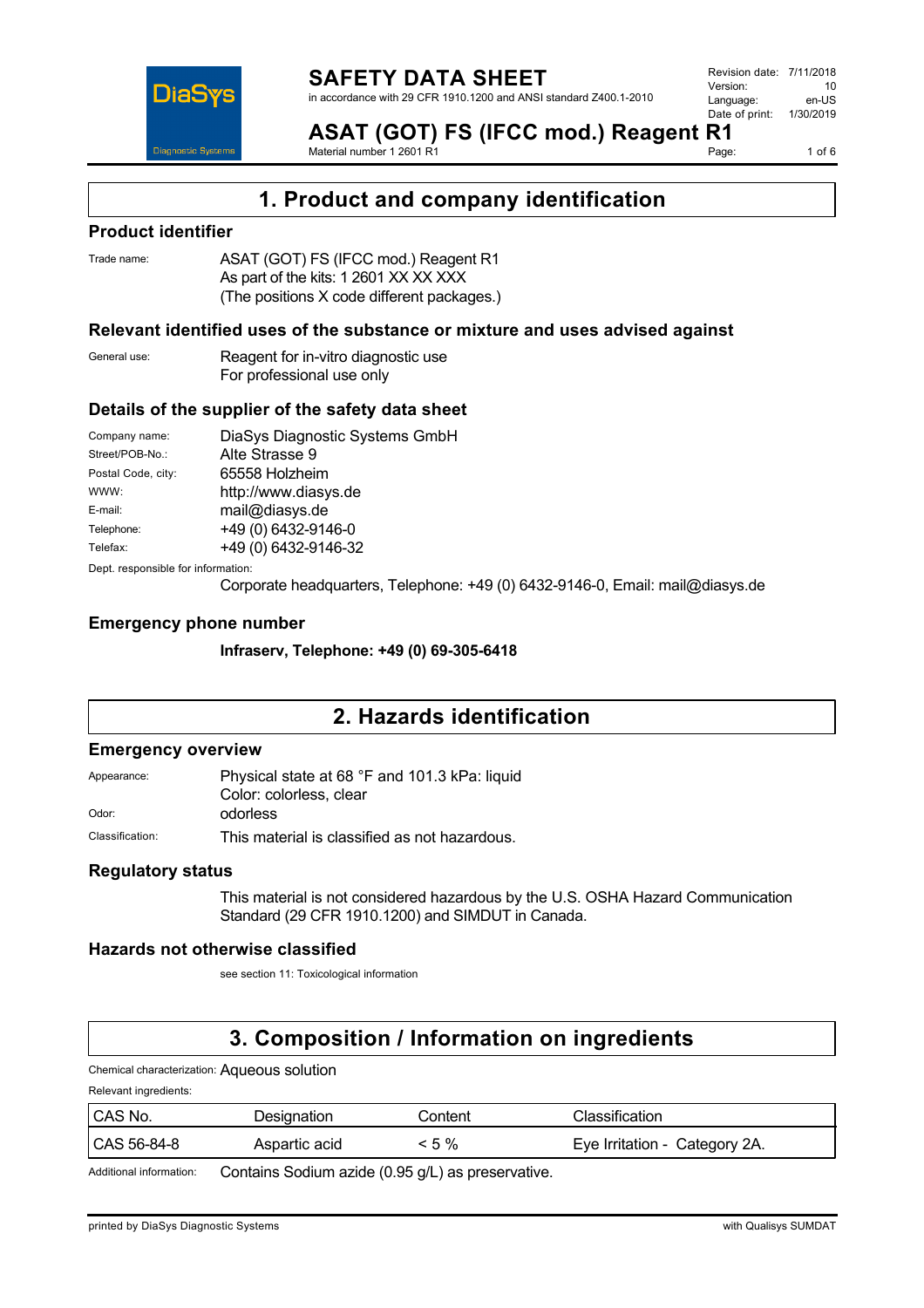# SAFETY DATA SHEET

in accordance with 29 CFR 1910.1200 and ANSI standard Z400.1-2010

Revision date: 7/11/2018
Version: 10
Language: en-US
Date of print: 1/30/2019

# ASAT (GOT) FS (IFCC mod.) Reagent R1

Material number 1 2601 R1

## 1. Product and company identification

### Product identifier

Trade name: ASAT (GOT) FS (IFCC mod.) Reagent R1
As part of the kits: 1 2601 XX XX XXX
(The positions X code different packages.)

### Relevant identified uses of the substance or mixture and uses advised against

General use: Reagent for in-vitro diagnostic use
For professional use only

### Details of the supplier of the safety data sheet

Company name: DiaSys Diagnostic Systems GmbH
Street/POB-No.: Alte Strasse 9
Postal Code, city: 65558 Holzheim
WWW: http://www.diasys.de
E-mail: mail@diasys.de
Telephone: +49 (0) 6432-9146-0
Telefax: +49 (0) 6432-9146-32

Dept. responsible for information:
Corporate headquarters, Telephone: +49 (0) 6432-9146-0, Email: mail@diasys.de

### Emergency phone number

**Infraserv, Telephone: +49 (0) 69-305-6418**

## 2. Hazards identification

### Emergency overview

Appearance: Physical state at 68 °F and 101.3 kPa: liquid
Color: colorless, clear
Odor: odorless
Classification: This material is classified as not hazardous.

### Regulatory status

This material is not considered hazardous by the U.S. OSHA Hazard Communication Standard (29 CFR 1910.1200) and SIMDUT in Canada.

### Hazards not otherwise classified

see section 11: Toxicological information

## 3. Composition / Information on ingredients

Chemical characterization: Aqueous solution

Relevant ingredients:

| CAS No. | Designation | Content | Classification |
|---|---|---|---|
| CAS 56-84-8 | Aspartic acid | < 5 % | Eye Irritation - Category 2A. |

Additional information: Contains Sodium azide (0.95 g/L) as preservative.

printed by DiaSys Diagnostic Systems — with Qualisys SUMDAT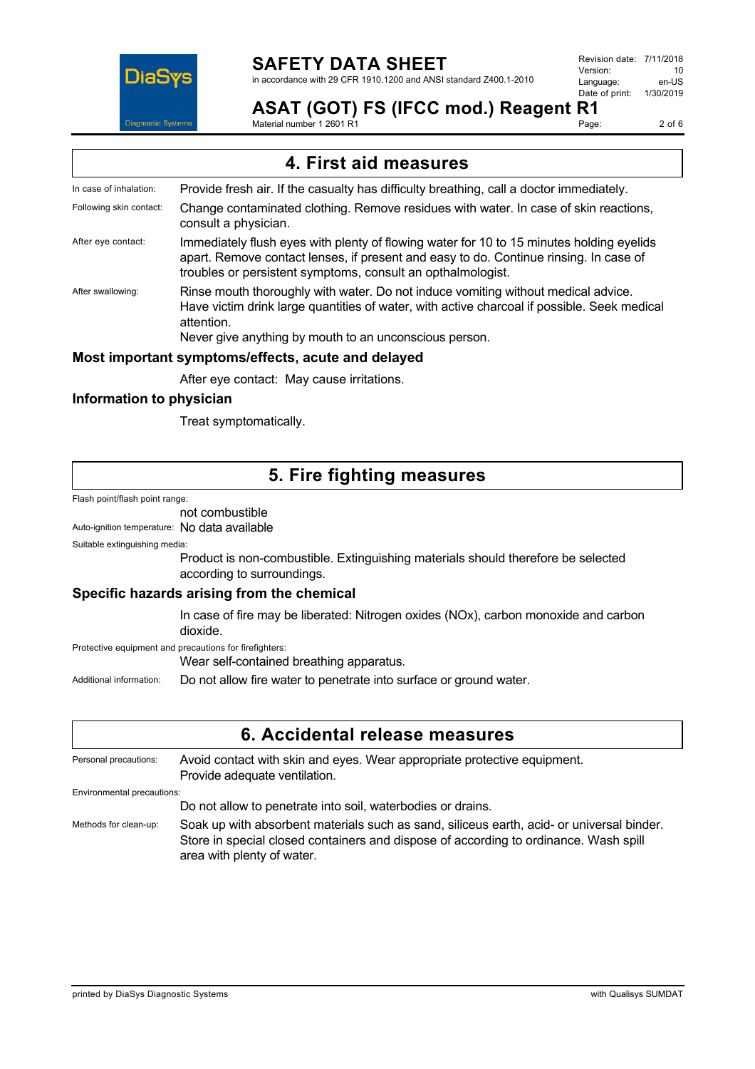## 4. First aid measures

In case of inhalation: Provide fresh air. If the casualty has difficulty breathing, call a doctor immediately.

Following skin contact: Change contaminated clothing. Remove residues with water. In case of skin reactions, consult a physician.

After eye contact: Immediately flush eyes with plenty of flowing water for 10 to 15 minutes holding eyelids apart. Remove contact lenses, if present and easy to do. Continue rinsing. In case of troubles or persistent symptoms, consult an opthalmologist.

After swallowing: Rinse mouth thoroughly with water. Do not induce vomiting without medical advice. Have victim drink large quantities of water, with active charcoal if possible. Seek medical attention.
Never give anything by mouth to an unconscious person.

### Most important symptoms/effects, acute and delayed

After eye contact: May cause irritations.

### Information to physician

Treat symptomatically.

## 5. Fire fighting measures

Flash point/flash point range:
not combustible

Auto-ignition temperature: No data available

Suitable extinguishing media:
Product is non-combustible. Extinguishing materials should therefore be selected according to surroundings.

### Specific hazards arising from the chemical

In case of fire may be liberated: Nitrogen oxides (NOx), carbon monoxide and carbon dioxide.

Protective equipment and precautions for firefighters:
Wear self-contained breathing apparatus.

Additional information: Do not allow fire water to penetrate into surface or ground water.

## 6. Accidental release measures

Personal precautions: Avoid contact with skin and eyes. Wear appropriate protective equipment. Provide adequate ventilation.

Environmental precautions:
Do not allow to penetrate into soil, waterbodies or drains.

Methods for clean-up: Soak up with absorbent materials such as sand, siliceus earth, acid- or universal binder. Store in special closed containers and dispose of according to ordinance. Wash spill area with plenty of water.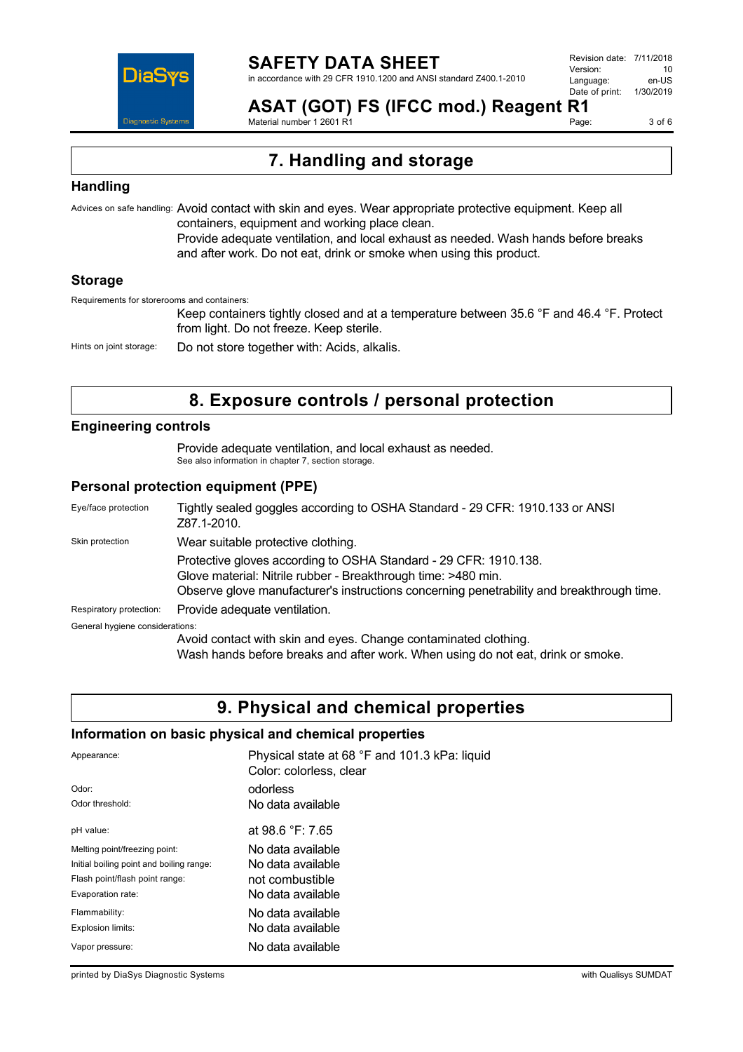# 7. Handling and storage

## Handling

Advices on safe handling: Avoid contact with skin and eyes. Wear appropriate protective equipment. Keep all containers, equipment and working place clean.
Provide adequate ventilation, and local exhaust as needed. Wash hands before breaks and after work. Do not eat, drink or smoke when using this product.

## Storage

Requirements for storerooms and containers:
Keep containers tightly closed and at a temperature between 35.6 °F and 46.4 °F. Protect from light. Do not freeze. Keep sterile.

Hints on joint storage: Do not store together with: Acids, alkalis.

# 8. Exposure controls / personal protection

## Engineering controls

Provide adequate ventilation, and local exhaust as needed.
See also information in chapter 7, section storage.

## Personal protection equipment (PPE)

Eye/face protection: Tightly sealed goggles according to OSHA Standard - 29 CFR: 1910.133 or ANSI Z87.1-2010.

Skin protection: Wear suitable protective clothing.
Protective gloves according to OSHA Standard - 29 CFR: 1910.138.
Glove material: Nitrile rubber - Breakthrough time: >480 min.
Observe glove manufacturer's instructions concerning penetrability and breakthrough time.

Respiratory protection: Provide adequate ventilation.

General hygiene considerations:
Avoid contact with skin and eyes. Change contaminated clothing.
Wash hands before breaks and after work. When using do not eat, drink or smoke.

# 9. Physical and chemical properties

## Information on basic physical and chemical properties

| Property | Value |
|---|---|
| Appearance: | Physical state at 68 °F and 101.3 kPa: liquid<br>Color: colorless, clear |
| Odor: | odorless |
| Odor threshold: | No data available |
| pH value: | at 98.6 °F: 7.65 |
| Melting point/freezing point: | No data available |
| Initial boiling point and boiling range: | No data available |
| Flash point/flash point range: | not combustible |
| Evaporation rate: | No data available |
| Flammability: | No data available |
| Explosion limits: | No data available |
| Vapor pressure: | No data available |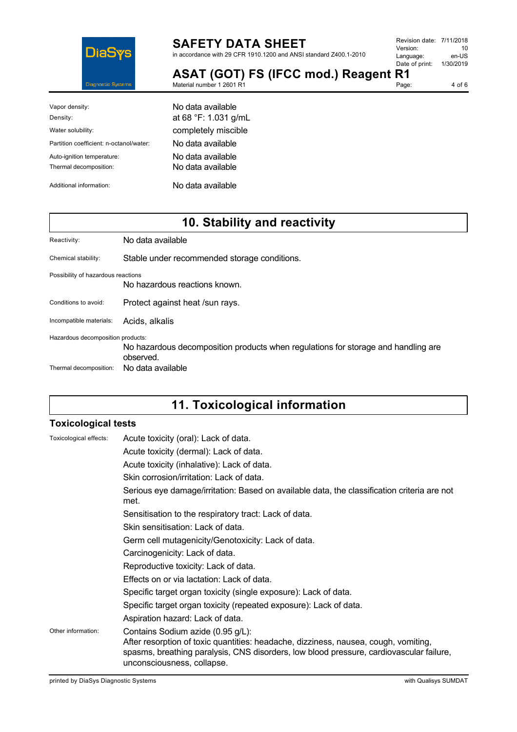| | |
|---|---|
| Vapor density: | No data available |
| Density: | at 68 °F: 1.031 g/mL |
| Water solubility: | completely miscible |
| Partition coefficient: n-octanol/water: | No data available |
| Auto-ignition temperature: | No data available |
| Thermal decomposition: | No data available |
| Additional information: | No data available |

## 10. Stability and reactivity

| | |
|---|---|
| Reactivity: | No data available |
| Chemical stability: | Stable under recommended storage conditions. |
| Possibility of hazardous reactions | No hazardous reactions known. |
| Conditions to avoid: | Protect against heat /sun rays. |
| Incompatible materials: | Acids, alkalis |
| Hazardous decomposition products: | No hazardous decomposition products when regulations for storage and handling are observed. |
| Thermal decomposition: | No data available |

## 11. Toxicological information

### Toxicological tests

**Toxicological effects:**

Acute toxicity (oral): Lack of data.

Acute toxicity (dermal): Lack of data.

Acute toxicity (inhalative): Lack of data.

Skin corrosion/irritation: Lack of data.

Serious eye damage/irritation: Based on available data, the classification criteria are not met.

Sensitisation to the respiratory tract: Lack of data.

Skin sensitisation: Lack of data.

Germ cell mutagenicity/Genotoxicity: Lack of data.

Carcinogenicity: Lack of data.

Reproductive toxicity: Lack of data.

Effects on or via lactation: Lack of data.

Specific target organ toxicity (single exposure): Lack of data.

Specific target organ toxicity (repeated exposure): Lack of data.

Aspiration hazard: Lack of data.

**Other information:**

Contains Sodium azide (0.95 g/L):
After resorption of toxic quantities: headache, dizziness, nausea, cough, vomiting, spasms, breathing paralysis, CNS disorders, low blood pressure, cardiovascular failure, unconsciousness, collapse.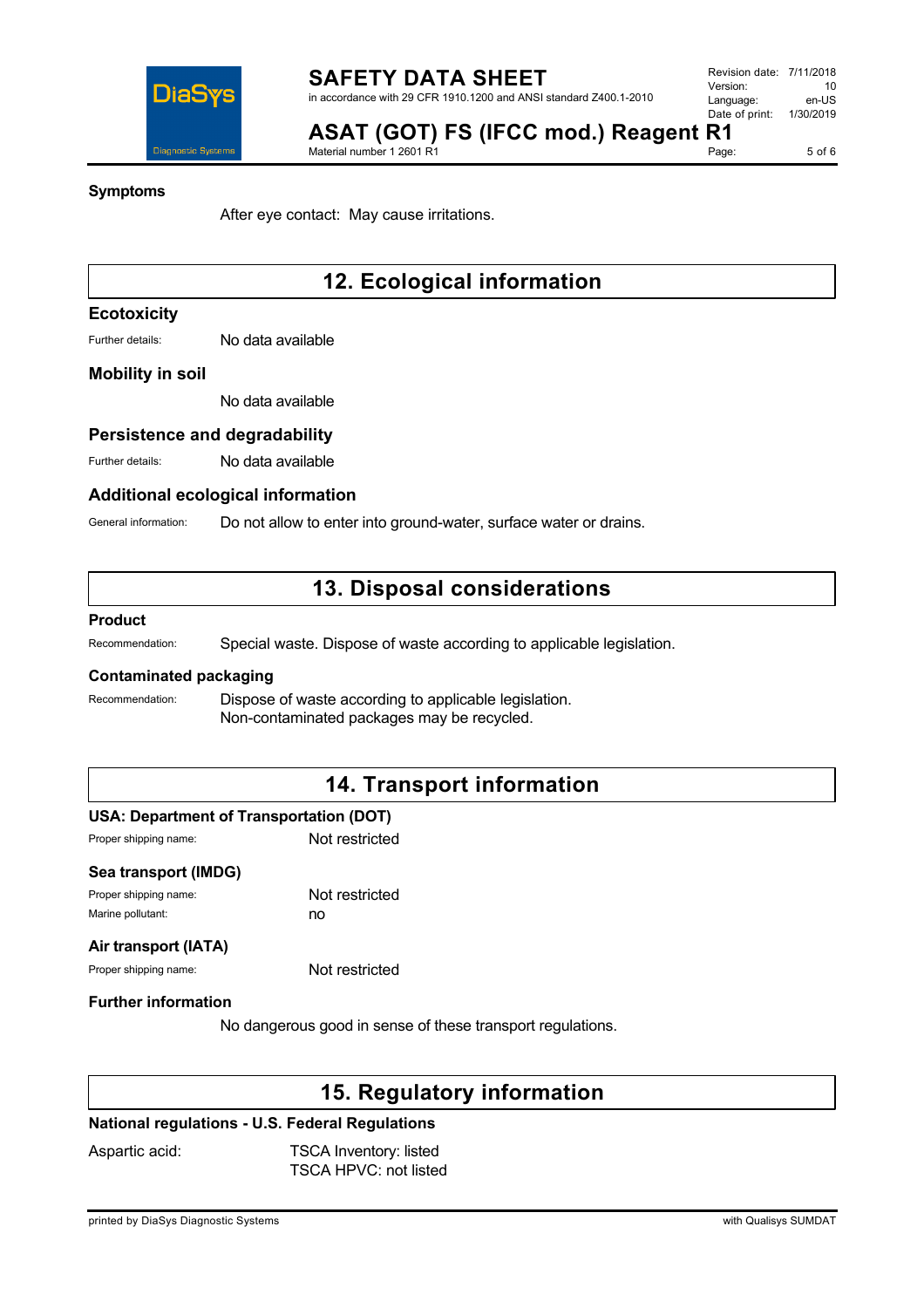### Symptoms

After eye contact: May cause irritations.

## 12. Ecological information

### Ecotoxicity

Further details: No data available

### Mobility in soil

No data available

### Persistence and degradability

Further details: No data available

### Additional ecological information

General information: Do not allow to enter into ground-water, surface water or drains.

## 13. Disposal considerations

### Product

Recommendation: Special waste. Dispose of waste according to applicable legislation.

### Contaminated packaging

Recommendation: Dispose of waste according to applicable legislation.
Non-contaminated packages may be recycled.

## 14. Transport information

### USA: Department of Transportation (DOT)

Proper shipping name: Not restricted

### Sea transport (IMDG)

Proper shipping name: Not restricted
Marine pollutant: no

### Air transport (IATA)

Proper shipping name: Not restricted

### Further information

No dangerous good in sense of these transport regulations.

## 15. Regulatory information

### National regulations - U.S. Federal Regulations

Aspartic acid: TSCA Inventory: listed
TSCA HPVC: not listed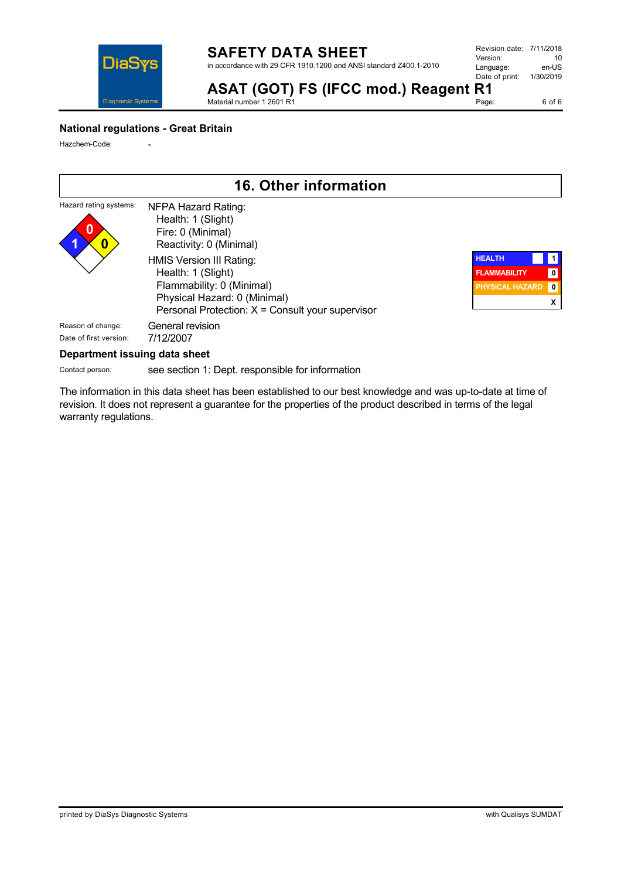## National regulations - Great Britain

Hazchem-Code: -

# 16. Other information

Hazard rating systems:

NFPA Hazard Rating:
- Health: 1 (Slight)
- Fire: 0 (Minimal)
- Reactivity: 0 (Minimal)

HMIS Version III Rating:
- Health: 1 (Slight)
- Flammability: 0 (Minimal)
- Physical Hazard: 0 (Minimal)
- Personal Protection: X = Consult your supervisor

| | |
|---|---|
| HEALTH | 1 |
| FLAMMABILITY | 0 |
| PHYSICAL HAZARD | 0 |
| | X |

Reason of change: General revision

Date of first version: 7/12/2007

### Department issuing data sheet

Contact person: see section 1: Dept. responsible for information

The information in this data sheet has been established to our best knowledge and was up-to-date at time of revision. It does not represent a guarantee for the properties of the product described in terms of the legal warranty regulations.